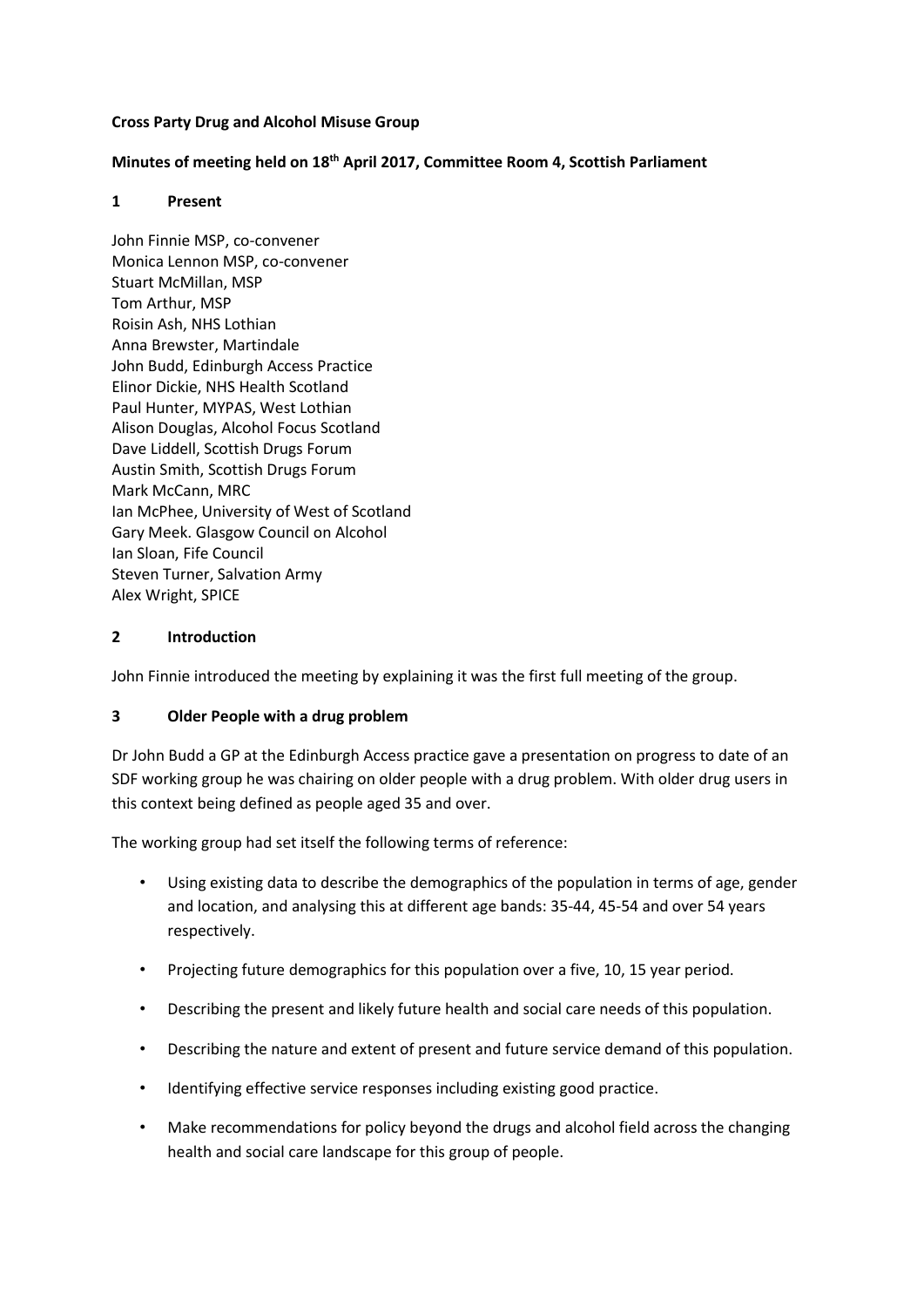**Cross Party Drug and Alcohol Misuse Group**

**Minutes of meeting held on 18th April 2017, Committee Room 4, Scottish Parliament**

## 1 Present

John Finnie MSP, co-convener
Monica Lennon MSP, co-convener
Stuart McMillan, MSP
Tom Arthur, MSP
Roisin Ash, NHS Lothian
Anna Brewster, Martindale
John Budd, Edinburgh Access Practice
Elinor Dickie, NHS Health Scotland
Paul Hunter, MYPAS, West Lothian
Alison Douglas, Alcohol Focus Scotland
Dave Liddell, Scottish Drugs Forum
Austin Smith, Scottish Drugs Forum
Mark McCann, MRC
Ian McPhee, University of West of Scotland
Gary Meek. Glasgow Council on Alcohol
Ian Sloan, Fife Council
Steven Turner, Salvation Army
Alex Wright, SPICE

## 2 Introduction

John Finnie introduced the meeting by explaining it was the first full meeting of the group.

## 3 Older People with a drug problem

Dr John Budd a GP at the Edinburgh Access practice gave a presentation on progress to date of an SDF working group he was chairing on older people with a drug problem. With older drug users in this context being defined as people aged 35 and over.

The working group had set itself the following terms of reference:

- Using existing data to describe the demographics of the population in terms of age, gender and location, and analysing this at different age bands: 35-44, 45-54 and over 54 years respectively.
- Projecting future demographics for this population over a five, 10, 15 year period.
- Describing the present and likely future health and social care needs of this population.
- Describing the nature and extent of present and future service demand of this population.
- Identifying effective service responses including existing good practice.
- Make recommendations for policy beyond the drugs and alcohol field across the changing health and social care landscape for this group of people.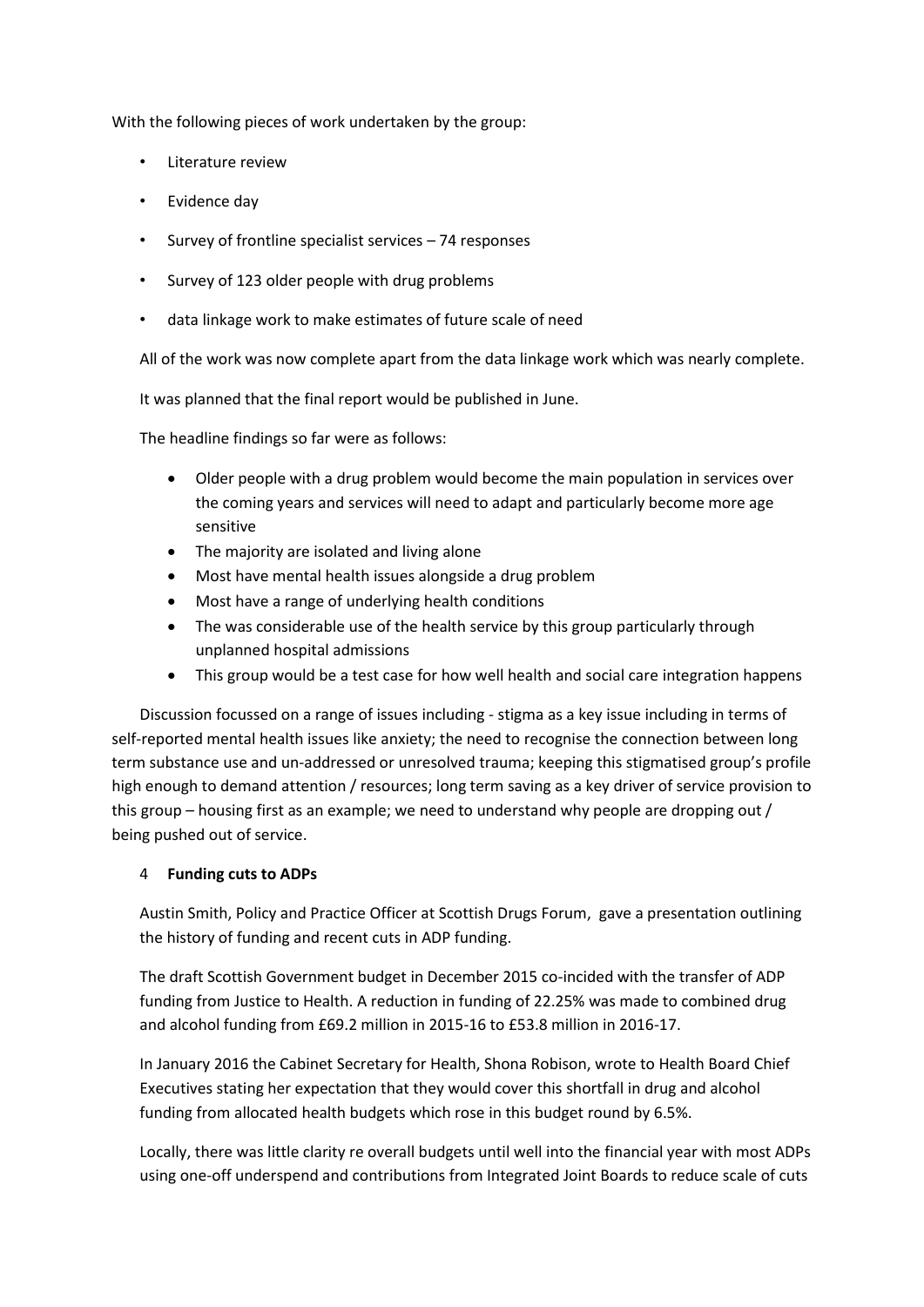With the following pieces of work undertaken by the group:

- Literature review
- Evidence day
- Survey of frontline specialist services – 74 responses
- Survey of 123 older people with drug problems
- data linkage work to make estimates of future scale of need

All of the work was now complete apart from the data linkage work which was nearly complete.

It was planned that the final report would be published in June.

The headline findings so far were as follows:

- Older people with a drug problem would become the main population in services over the coming years and services will need to adapt and particularly become more age sensitive
- The majority are isolated and living alone
- Most have mental health issues alongside a drug problem
- Most have a range of underlying health conditions
- The was considerable use of the health service by this group particularly through unplanned hospital admissions
- This group would be a test case for how well health and social care integration happens

Discussion focussed on a range of issues including - stigma as a key issue including in terms of self-reported mental health issues like anxiety; the need to recognise the connection between long term substance use and un-addressed or unresolved trauma; keeping this stigmatised group's profile high enough to demand attention / resources; long term saving as a key driver of service provision to this group – housing first as an example; we need to understand why people are dropping out / being pushed out of service.

4 **Funding cuts to ADPs**

Austin Smith, Policy and Practice Officer at Scottish Drugs Forum, gave a presentation outlining the history of funding and recent cuts in ADP funding.

The draft Scottish Government budget in December 2015 co-incided with the transfer of ADP funding from Justice to Health. A reduction in funding of 22.25% was made to combined drug and alcohol funding from £69.2 million in 2015-16 to £53.8 million in 2016-17.

In January 2016 the Cabinet Secretary for Health, Shona Robison, wrote to Health Board Chief Executives stating her expectation that they would cover this shortfall in drug and alcohol funding from allocated health budgets which rose in this budget round by 6.5%.

Locally, there was little clarity re overall budgets until well into the financial year with most ADPs using one-off underspend and contributions from Integrated Joint Boards to reduce scale of cuts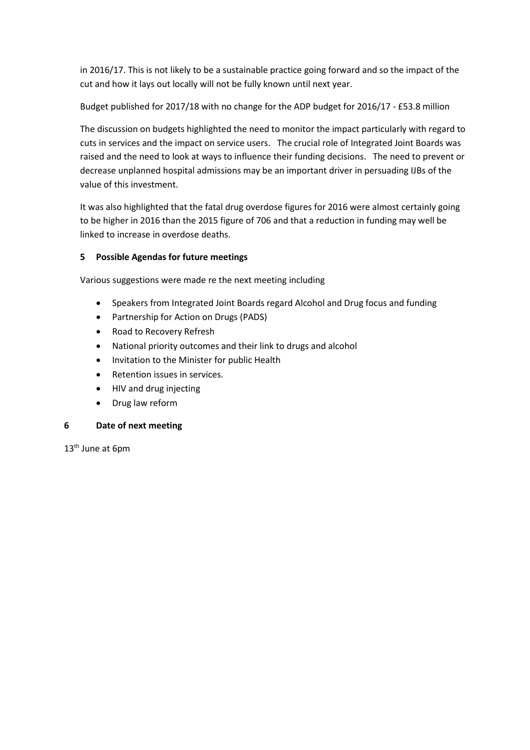in 2016/17. This is not likely to be a sustainable practice going forward and so the impact of the cut and how it lays out locally will not be fully known until next year.

Budget published for 2017/18 with no change for the ADP budget for 2016/17 - £53.8 million

The discussion on budgets highlighted the need to monitor the impact particularly with regard to cuts in services and the impact on service users. The crucial role of Integrated Joint Boards was raised and the need to look at ways to influence their funding decisions. The need to prevent or decrease unplanned hospital admissions may be an important driver in persuading IJBs of the value of this investment.

It was also highlighted that the fatal drug overdose figures for 2016 were almost certainly going to be higher in 2016 than the 2015 figure of 706 and that a reduction in funding may well be linked to increase in overdose deaths.

**5 Possible Agendas for future meetings**

Various suggestions were made re the next meeting including

- Speakers from Integrated Joint Boards regard Alcohol and Drug focus and funding
- Partnership for Action on Drugs (PADS)
- Road to Recovery Refresh
- National priority outcomes and their link to drugs and alcohol
- Invitation to the Minister for public Health
- Retention issues in services.
- HIV and drug injecting
- Drug law reform

**6 Date of next meeting**

13th June at 6pm